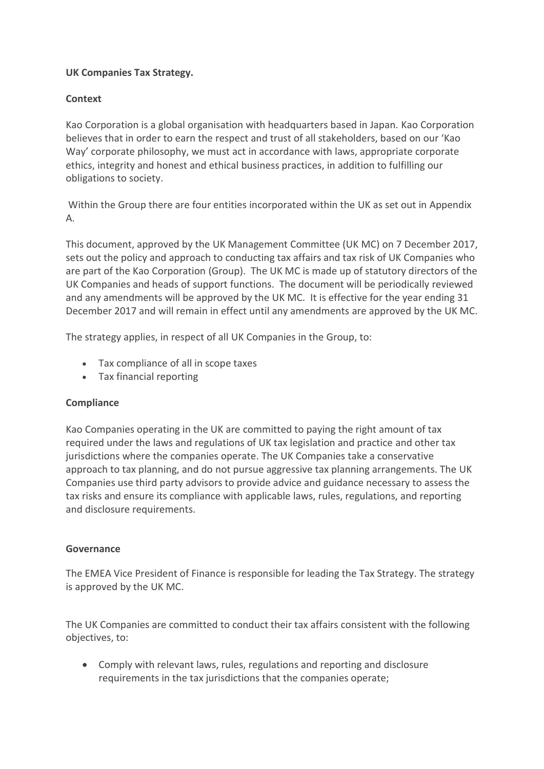**UK Companies Tax Strategy.**

**Context**

Kao Corporation is a global organisation with headquarters based in Japan. Kao Corporation believes that in order to earn the respect and trust of all stakeholders, based on our 'Kao Way' corporate philosophy, we must act in accordance with laws, appropriate corporate ethics, integrity and honest and ethical business practices, in addition to fulfilling our obligations to society.

Within the Group there are four entities incorporated within the UK as set out in Appendix A.

This document, approved by the UK Management Committee (UK MC) on 7 December 2017, sets out the policy and approach to conducting tax affairs and tax risk of UK Companies who are part of the Kao Corporation (Group). The UK MC is made up of statutory directors of the UK Companies and heads of support functions. The document will be periodically reviewed and any amendments will be approved by the UK MC. It is effective for the year ending 31 December 2017 and will remain in effect until any amendments are approved by the UK MC.

The strategy applies, in respect of all UK Companies in the Group, to:

- Tax compliance of all in scope taxes
- Tax financial reporting

**Compliance**

Kao Companies operating in the UK are committed to paying the right amount of tax required under the laws and regulations of UK tax legislation and practice and other tax jurisdictions where the companies operate. The UK Companies take a conservative approach to tax planning, and do not pursue aggressive tax planning arrangements. The UK Companies use third party advisors to provide advice and guidance necessary to assess the tax risks and ensure its compliance with applicable laws, rules, regulations, and reporting and disclosure requirements.

**Governance**

The EMEA Vice President of Finance is responsible for leading the Tax Strategy. The strategy is approved by the UK MC.

The UK Companies are committed to conduct their tax affairs consistent with the following objectives, to:

- Comply with relevant laws, rules, regulations and reporting and disclosure requirements in the tax jurisdictions that the companies operate;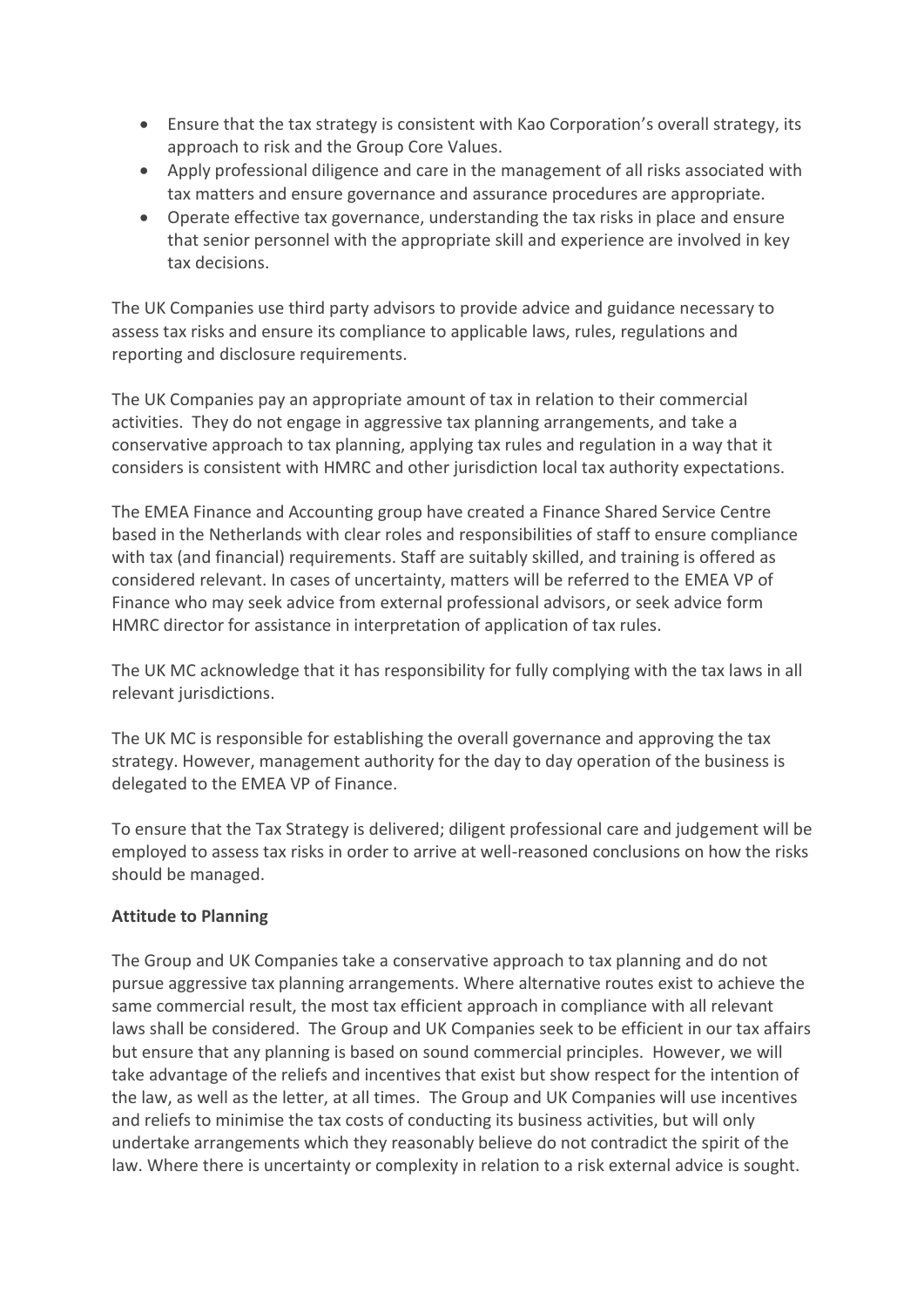- Ensure that the tax strategy is consistent with Kao Corporation's overall strategy, its approach to risk and the Group Core Values.
- Apply professional diligence and care in the management of all risks associated with tax matters and ensure governance and assurance procedures are appropriate.
- Operate effective tax governance, understanding the tax risks in place and ensure that senior personnel with the appropriate skill and experience are involved in key tax decisions.

The UK Companies use third party advisors to provide advice and guidance necessary to assess tax risks and ensure its compliance to applicable laws, rules, regulations and reporting and disclosure requirements.

The UK Companies pay an appropriate amount of tax in relation to their commercial activities. They do not engage in aggressive tax planning arrangements, and take a conservative approach to tax planning, applying tax rules and regulation in a way that it considers is consistent with HMRC and other jurisdiction local tax authority expectations.

The EMEA Finance and Accounting group have created a Finance Shared Service Centre based in the Netherlands with clear roles and responsibilities of staff to ensure compliance with tax (and financial) requirements. Staff are suitably skilled, and training is offered as considered relevant. In cases of uncertainty, matters will be referred to the EMEA VP of Finance who may seek advice from external professional advisors, or seek advice form HMRC director for assistance in interpretation of application of tax rules.

The UK MC acknowledge that it has responsibility for fully complying with the tax laws in all relevant jurisdictions.

The UK MC is responsible for establishing the overall governance and approving the tax strategy. However, management authority for the day to day operation of the business is delegated to the EMEA VP of Finance.

To ensure that the Tax Strategy is delivered; diligent professional care and judgement will be employed to assess tax risks in order to arrive at well-reasoned conclusions on how the risks should be managed.

**Attitude to Planning**

The Group and UK Companies take a conservative approach to tax planning and do not pursue aggressive tax planning arrangements. Where alternative routes exist to achieve the same commercial result, the most tax efficient approach in compliance with all relevant laws shall be considered. The Group and UK Companies seek to be efficient in our tax affairs but ensure that any planning is based on sound commercial principles. However, we will take advantage of the reliefs and incentives that exist but show respect for the intention of the law, as well as the letter, at all times. The Group and UK Companies will use incentives and reliefs to minimise the tax costs of conducting its business activities, but will only undertake arrangements which they reasonably believe do not contradict the spirit of the law. Where there is uncertainty or complexity in relation to a risk external advice is sought.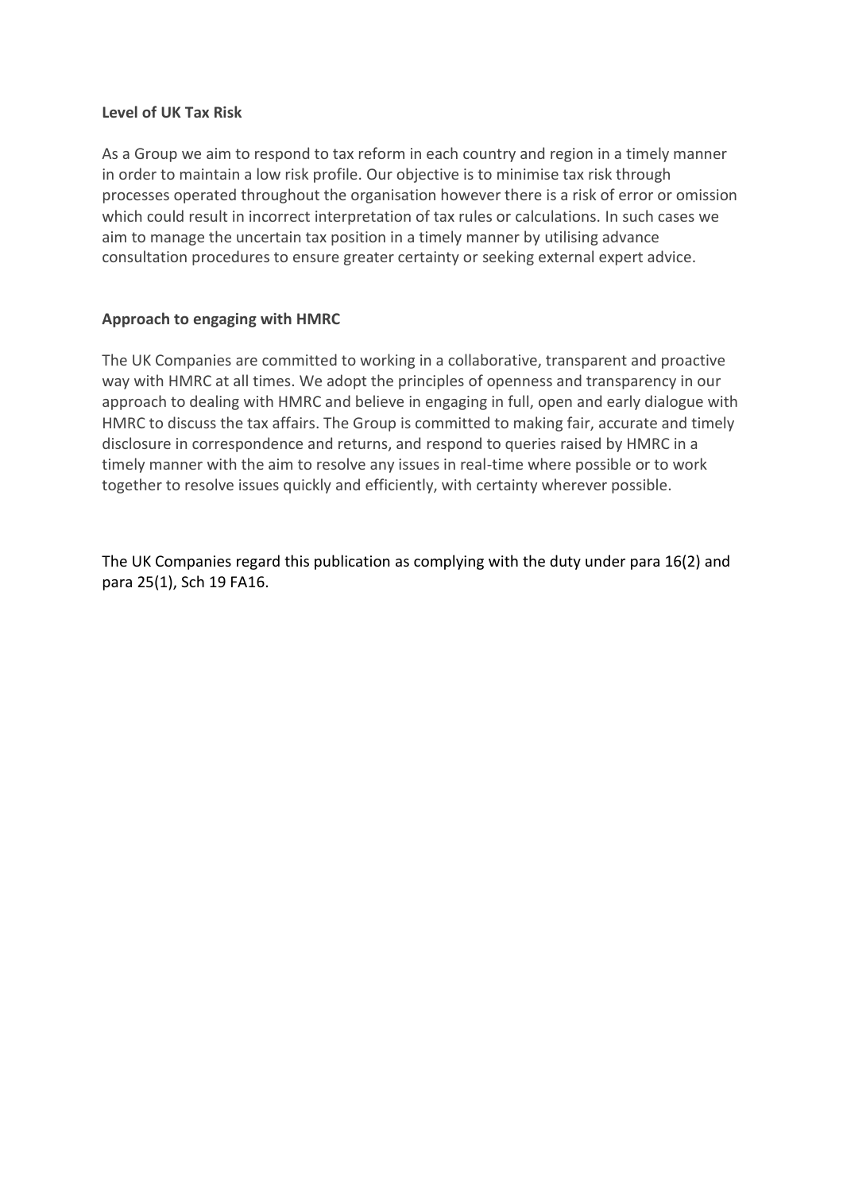**Level of UK Tax Risk**

As a Group we aim to respond to tax reform in each country and region in a timely manner in order to maintain a low risk profile. Our objective is to minimise tax risk through processes operated throughout the organisation however there is a risk of error or omission which could result in incorrect interpretation of tax rules or calculations. In such cases we aim to manage the uncertain tax position in a timely manner by utilising advance consultation procedures to ensure greater certainty or seeking external expert advice.

**Approach to engaging with HMRC**

The UK Companies are committed to working in a collaborative, transparent and proactive way with HMRC at all times. We adopt the principles of openness and transparency in our approach to dealing with HMRC and believe in engaging in full, open and early dialogue with HMRC to discuss the tax affairs. The Group is committed to making fair, accurate and timely disclosure in correspondence and returns, and respond to queries raised by HMRC in a timely manner with the aim to resolve any issues in real-time where possible or to work together to resolve issues quickly and efficiently, with certainty wherever possible.

The UK Companies regard this publication as complying with the duty under para 16(2) and para 25(1), Sch 19 FA16.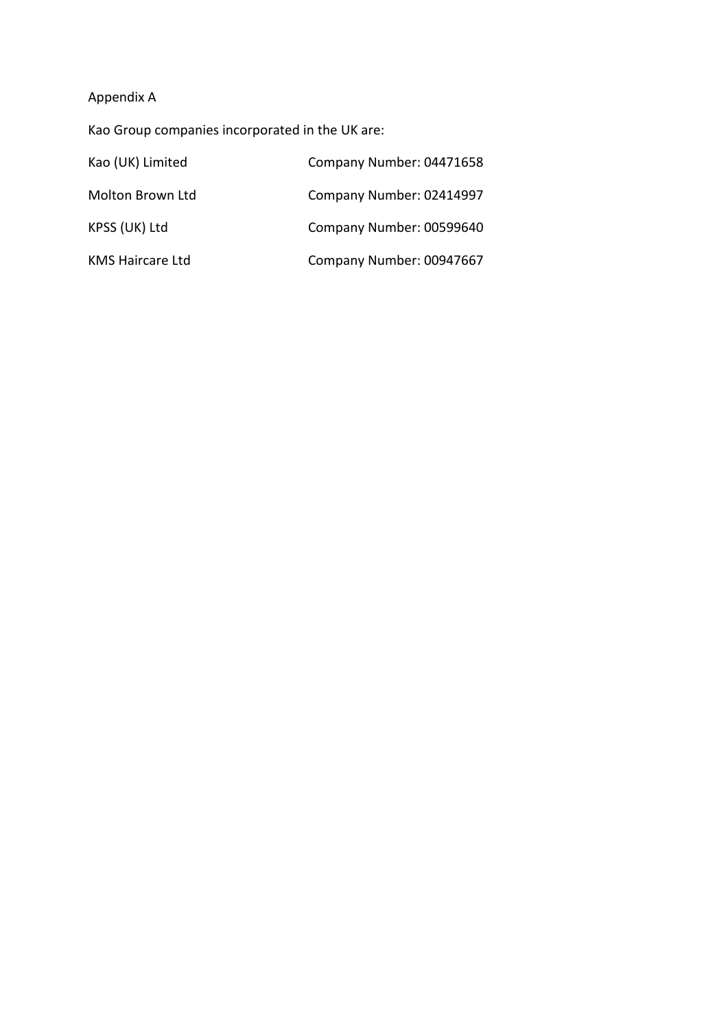Appendix A

Kao Group companies incorporated in the UK are:

| | |
|---|---|
| Kao (UK) Limited | Company Number: 04471658 |
| Molton Brown Ltd | Company Number: 02414997 |
| KPSS (UK) Ltd | Company Number: 00599640 |
| KMS Haircare Ltd | Company Number: 00947667 |